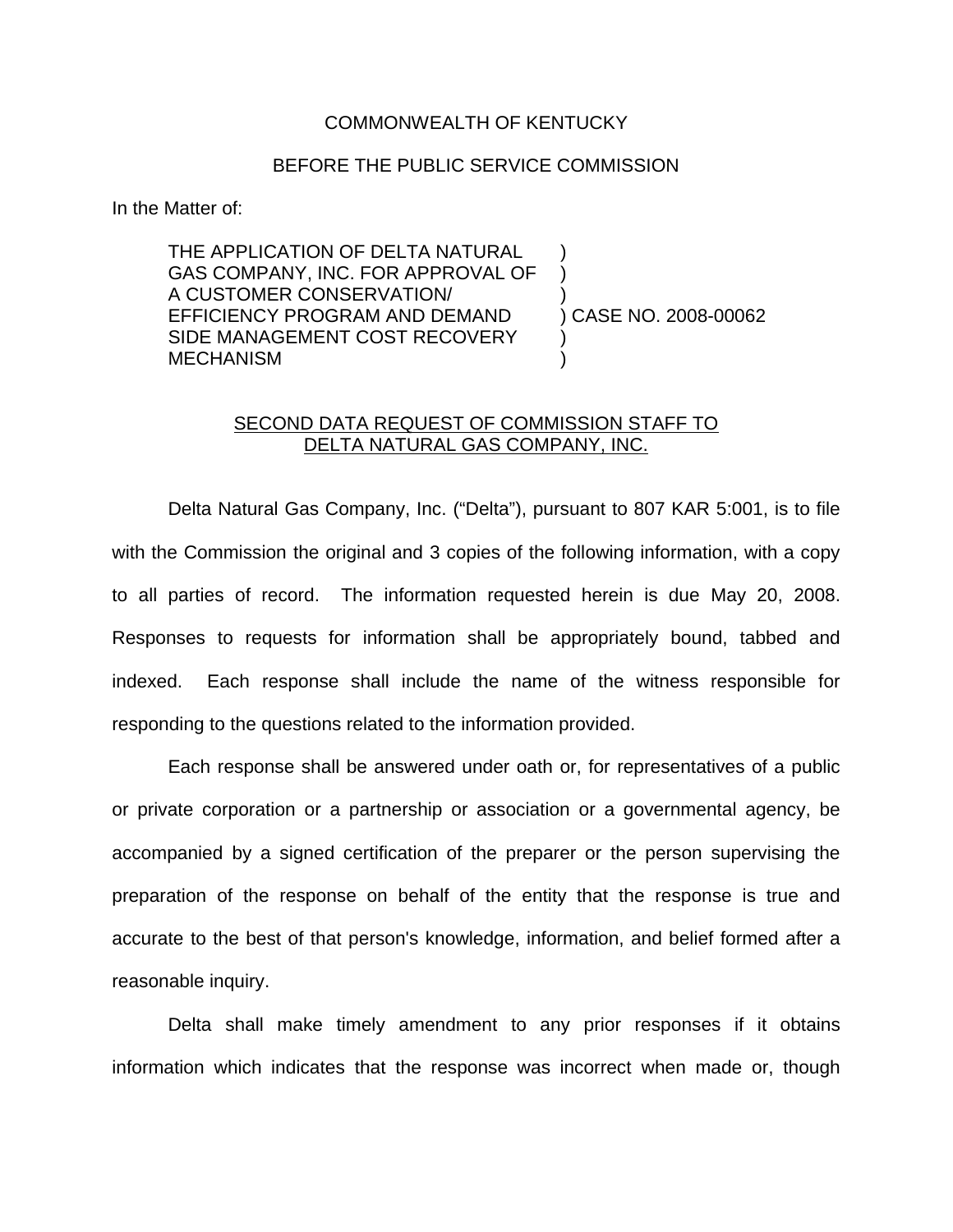COMMONWEALTH OF KENTUCKY

BEFORE THE PUBLIC SERVICE COMMISSION

In the Matter of:

| | | |
|---|---|---|
| THE APPLICATION OF DELTA NATURAL GAS COMPANY, INC. FOR APPROVAL OF A CUSTOMER CONSERVATION/ EFFICIENCY PROGRAM AND DEMAND SIDE MANAGEMENT COST RECOVERY MECHANISM | ) | CASE NO. 2008-00062 |

SECOND DATA REQUEST OF COMMISSION STAFF TO DELTA NATURAL GAS COMPANY, INC.

Delta Natural Gas Company, Inc. ("Delta"), pursuant to 807 KAR 5:001, is to file with the Commission the original and 3 copies of the following information, with a copy to all parties of record. The information requested herein is due May 20, 2008. Responses to requests for information shall be appropriately bound, tabbed and indexed. Each response shall include the name of the witness responsible for responding to the questions related to the information provided.

Each response shall be answered under oath or, for representatives of a public or private corporation or a partnership or association or a governmental agency, be accompanied by a signed certification of the preparer or the person supervising the preparation of the response on behalf of the entity that the response is true and accurate to the best of that person's knowledge, information, and belief formed after a reasonable inquiry.

Delta shall make timely amendment to any prior responses if it obtains information which indicates that the response was incorrect when made or, though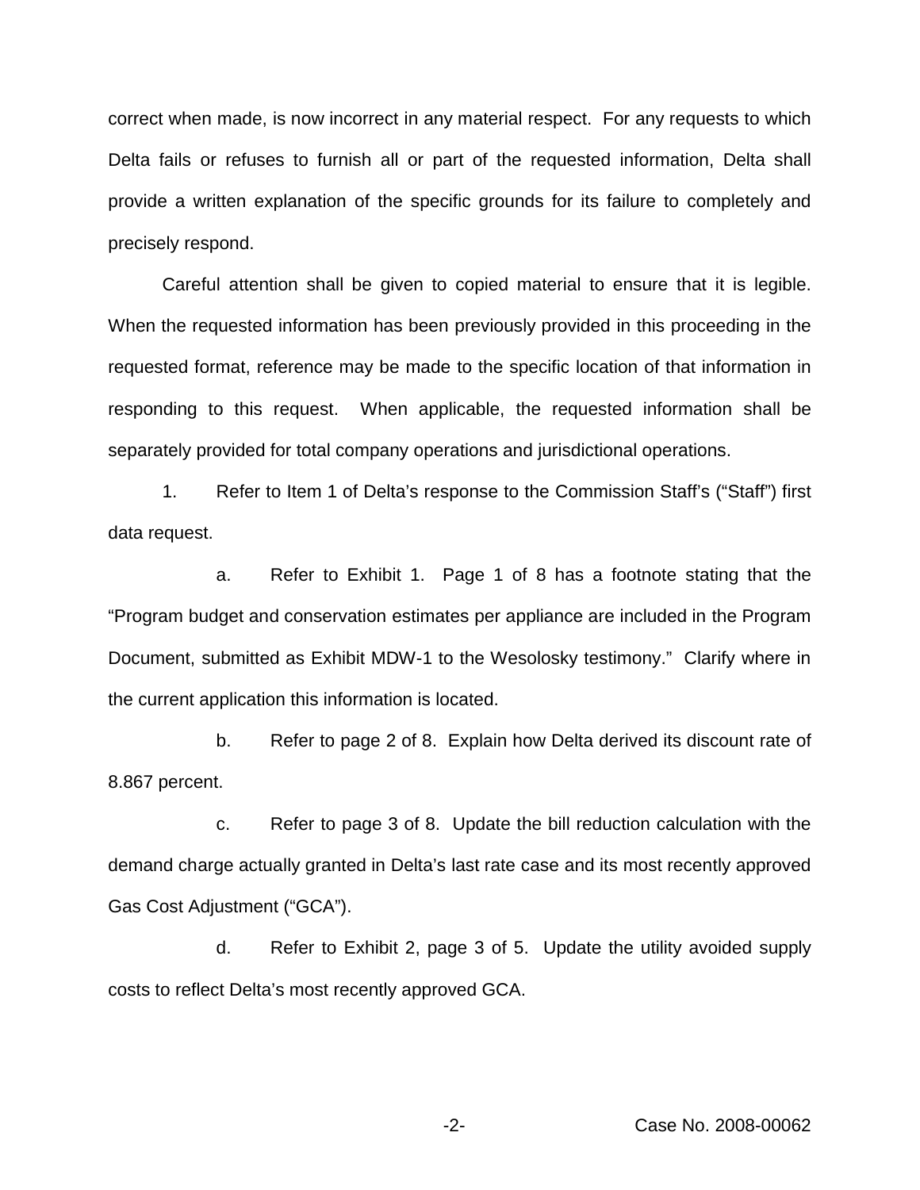correct when made, is now incorrect in any material respect. For any requests to which Delta fails or refuses to furnish all or part of the requested information, Delta shall provide a written explanation of the specific grounds for its failure to completely and precisely respond.

Careful attention shall be given to copied material to ensure that it is legible. When the requested information has been previously provided in this proceeding in the requested format, reference may be made to the specific location of that information in responding to this request. When applicable, the requested information shall be separately provided for total company operations and jurisdictional operations.

1. Refer to Item 1 of Delta's response to the Commission Staff's ("Staff") first data request.

   a. Refer to Exhibit 1. Page 1 of 8 has a footnote stating that the "Program budget and conservation estimates per appliance are included in the Program Document, submitted as Exhibit MDW-1 to the Wesolosky testimony." Clarify where in the current application this information is located.

   b. Refer to page 2 of 8. Explain how Delta derived its discount rate of 8.867 percent.

   c. Refer to page 3 of 8. Update the bill reduction calculation with the demand charge actually granted in Delta's last rate case and its most recently approved Gas Cost Adjustment ("GCA").

   d. Refer to Exhibit 2, page 3 of 5. Update the utility avoided supply costs to reflect Delta's most recently approved GCA.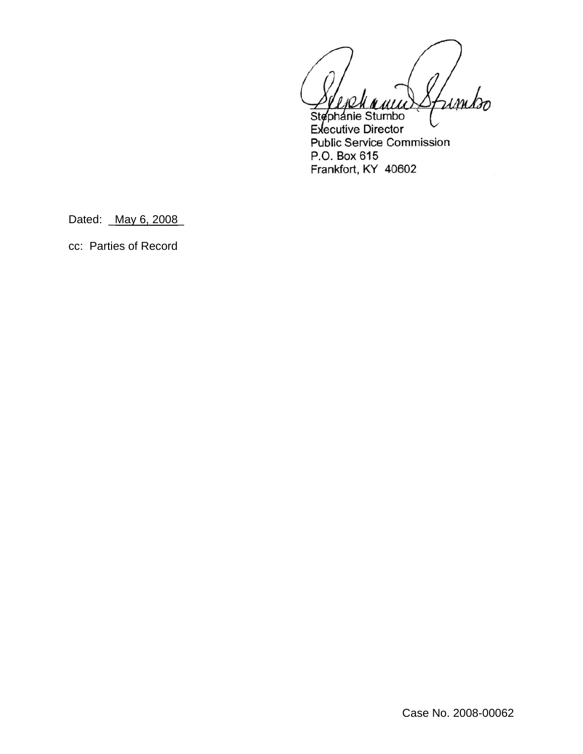Stephanie Stumbo
Executive Director
Public Service Commission
P.O. Box 615
Frankfort, KY 40602

Dated: _May 6, 2008_

cc: Parties of Record

Case No. 2008-00062